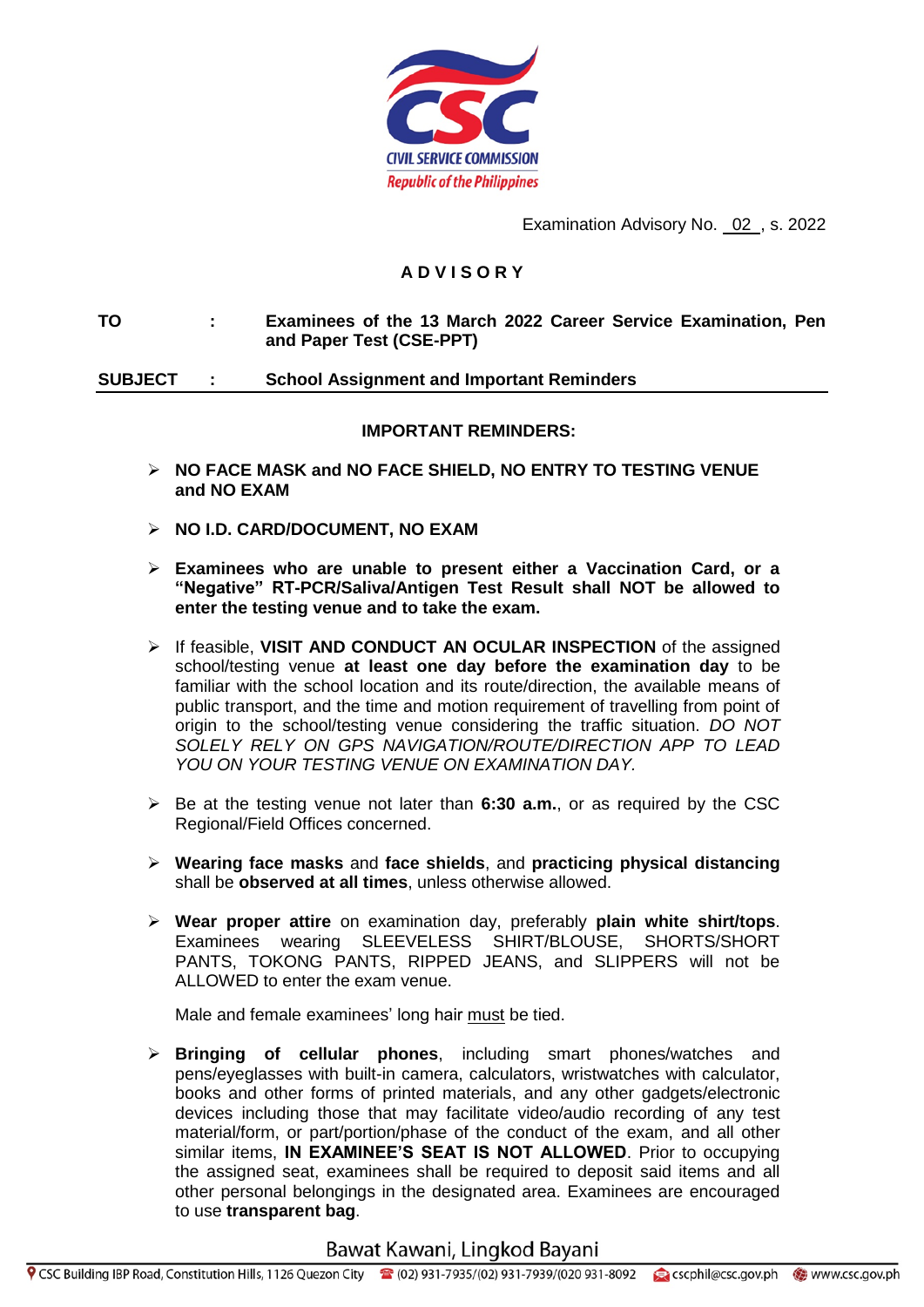CIVIL SERVICE COMMISSION
Republic of the Philippines

Examination Advisory No. 02 , s. 2022

## A D V I S O R Y

**TO** : **Examinees of the 13 March 2022 Career Service Examination, Pen and Paper Test (CSE-PPT)**

**SUBJECT** : **School Assignment and Important Reminders**

---

**IMPORTANT REMINDERS:**

- **NO FACE MASK and NO FACE SHIELD, NO ENTRY TO TESTING VENUE and NO EXAM**

- **NO I.D. CARD/DOCUMENT, NO EXAM**

- **Examinees who are unable to present either a Vaccination Card, or a "Negative" RT-PCR/Saliva/Antigen Test Result shall NOT be allowed to enter the testing venue and to take the exam.**

- If feasible, **VISIT AND CONDUCT AN OCULAR INSPECTION** of the assigned school/testing venue **at least one day before the examination day** to be familiar with the school location and its route/direction, the available means of public transport, and the time and motion requirement of travelling from point of origin to the school/testing venue considering the traffic situation. *DO NOT SOLELY RELY ON GPS NAVIGATION/ROUTE/DIRECTION APP TO LEAD YOU ON YOUR TESTING VENUE ON EXAMINATION DAY.*

- Be at the testing venue not later than **6:30 a.m.**, or as required by the CSC Regional/Field Offices concerned.

- **Wearing face masks** and **face shields**, and **practicing physical distancing** shall be **observed at all times**, unless otherwise allowed.

- **Wear proper attire** on examination day, preferably **plain white shirt/tops**. Examinees wearing SLEEVELESS SHIRT/BLOUSE, SHORTS/SHORT PANTS, TOKONG PANTS, RIPPED JEANS, and SLIPPERS will not be ALLOWED to enter the exam venue.

  Male and female examinees' long hair must be tied.

- **Bringing of cellular phones**, including smart phones/watches and pens/eyeglasses with built-in camera, calculators, wristwatches with calculator, books and other forms of printed materials, and any other gadgets/electronic devices including those that may facilitate video/audio recording of any test material/form, or part/portion/phase of the conduct of the exam, and all other similar items, **IN EXAMINEE'S SEAT IS NOT ALLOWED**. Prior to occupying the assigned seat, examinees shall be required to deposit said items and all other personal belongings in the designated area. Examinees are encouraged to use **transparent bag**.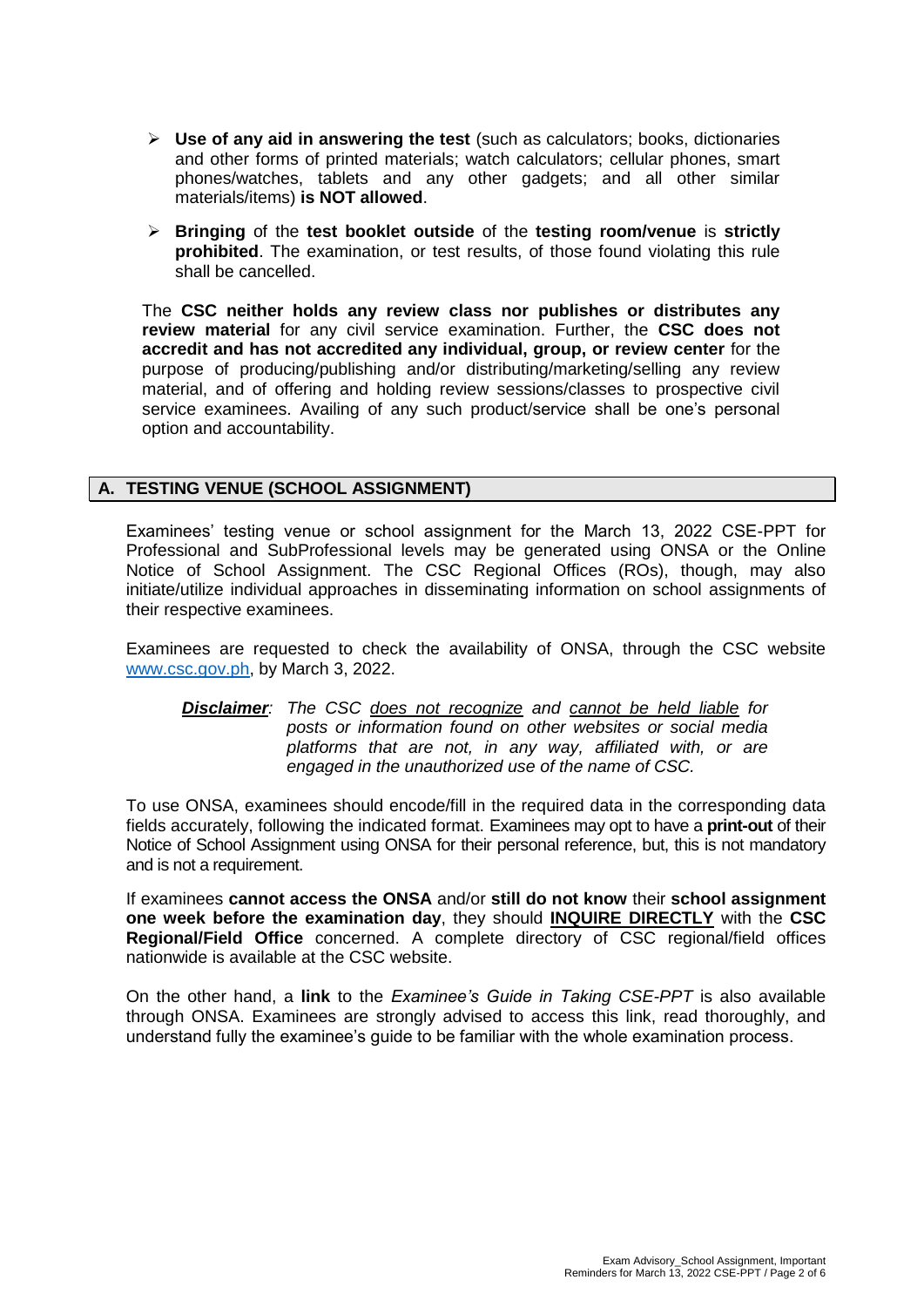- **Use of any aid in answering the test** (such as calculators; books, dictionaries and other forms of printed materials; watch calculators; cellular phones, smart phones/watches, tablets and any other gadgets; and all other similar materials/items) **is NOT allowed**.

- **Bringing** of the **test booklet outside** of the **testing room/venue** is **strictly prohibited**. The examination, or test results, of those found violating this rule shall be cancelled.

The **CSC neither holds any review class nor publishes or distributes any review material** for any civil service examination. Further, the **CSC does not accredit and has not accredited any individual, group, or review center** for the purpose of producing/publishing and/or distributing/marketing/selling any review material, and of offering and holding review sessions/classes to prospective civil service examinees. Availing of any such product/service shall be one's personal option and accountability.

## A. TESTING VENUE (SCHOOL ASSIGNMENT)

Examinees' testing venue or school assignment for the March 13, 2022 CSE-PPT for Professional and SubProfessional levels may be generated using ONSA or the Online Notice of School Assignment. The CSC Regional Offices (ROs), though, may also initiate/utilize individual approaches in disseminating information on school assignments of their respective examinees.

Examinees are requested to check the availability of ONSA, through the CSC website www.csc.gov.ph, by March 3, 2022.

> ***Disclaimer***: *The CSC does not recognize and cannot be held liable for posts or information found on other websites or social media platforms that are not, in any way, affiliated with, or are engaged in the unauthorized use of the name of CSC.*

To use ONSA, examinees should encode/fill in the required data in the corresponding data fields accurately, following the indicated format. Examinees may opt to have a **print-out** of their Notice of School Assignment using ONSA for their personal reference, but, this is not mandatory and is not a requirement.

If examinees **cannot access the ONSA** and/or **still do not know** their **school assignment one week before the examination day**, they should **INQUIRE DIRECTLY** with the **CSC Regional/Field Office** concerned. A complete directory of CSC regional/field offices nationwide is available at the CSC website.

On the other hand, a **link** to the *Examinee's Guide in Taking CSE-PPT* is also available through ONSA. Examinees are strongly advised to access this link, read thoroughly, and understand fully the examinee's guide to be familiar with the whole examination process.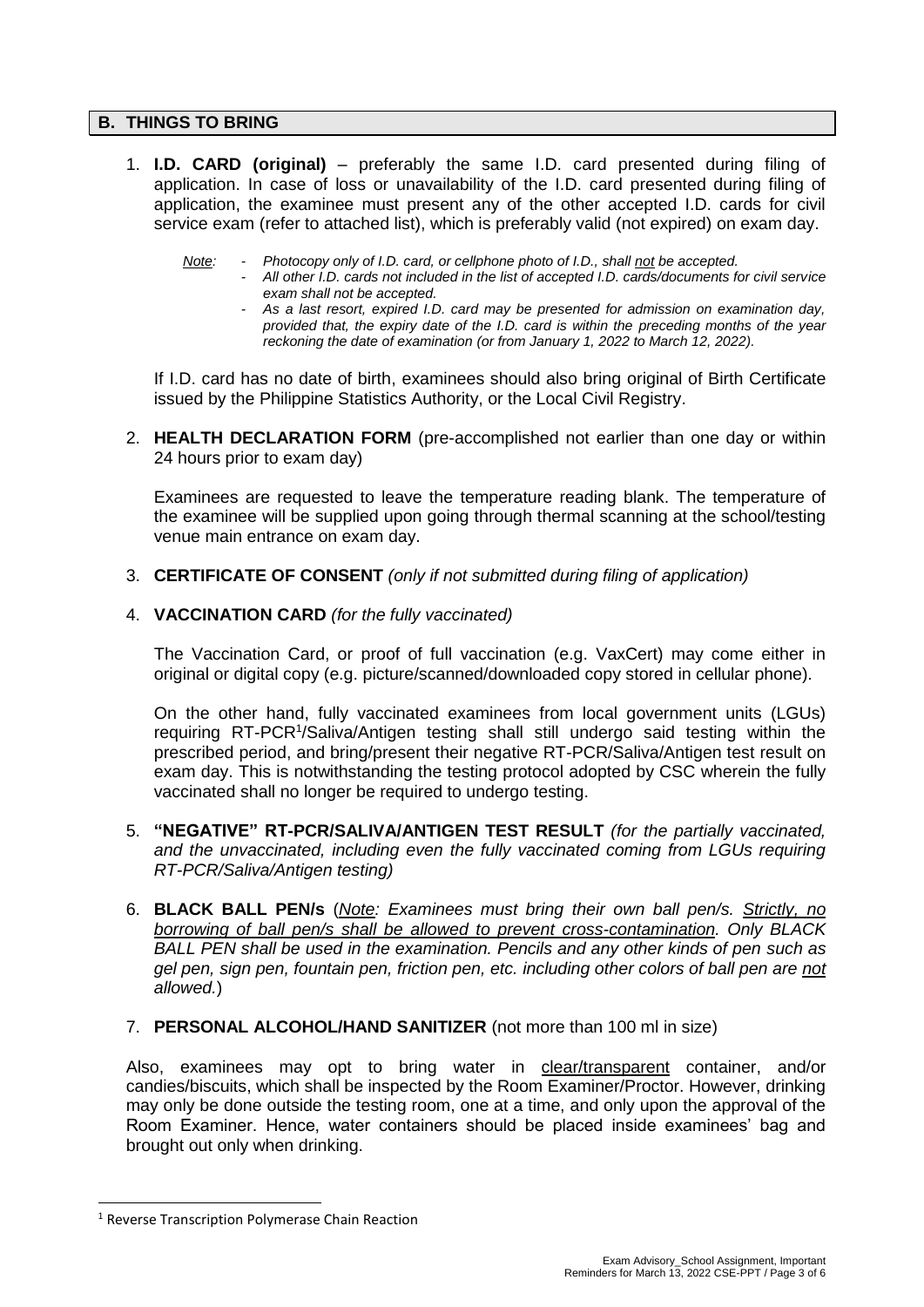## B. THINGS TO BRING

1. **I.D. CARD (original)** – preferably the same I.D. card presented during filing of application. In case of loss or unavailability of the I.D. card presented during filing of application, the examinee must present any of the other accepted I.D. cards for civil service exam (refer to attached list), which is preferably valid (not expired) on exam day.

   *Note:*
   - *Photocopy only of I.D. card, or cellphone photo of I.D., shall not be accepted.*
   - *All other I.D. cards not included in the list of accepted I.D. cards/documents for civil service exam shall not be accepted.*
   - *As a last resort, expired I.D. card may be presented for admission on examination day, provided that, the expiry date of the I.D. card is within the preceding months of the year reckoning the date of examination (or from January 1, 2022 to March 12, 2022).*

   If I.D. card has no date of birth, examinees should also bring original of Birth Certificate issued by the Philippine Statistics Authority, or the Local Civil Registry.

2. **HEALTH DECLARATION FORM** (pre-accomplished not earlier than one day or within 24 hours prior to exam day)

   Examinees are requested to leave the temperature reading blank. The temperature of the examinee will be supplied upon going through thermal scanning at the school/testing venue main entrance on exam day.

3. **CERTIFICATE OF CONSENT** *(only if not submitted during filing of application)*

4. **VACCINATION CARD** *(for the fully vaccinated)*

   The Vaccination Card, or proof of full vaccination (e.g. VaxCert) may come either in original or digital copy (e.g. picture/scanned/downloaded copy stored in cellular phone).

   On the other hand, fully vaccinated examinees from local government units (LGUs) requiring RT-PCR[1]/Saliva/Antigen testing shall still undergo said testing within the prescribed period, and bring/present their negative RT-PCR/Saliva/Antigen test result on exam day. This is notwithstanding the testing protocol adopted by CSC wherein the fully vaccinated shall no longer be required to undergo testing.

5. **"NEGATIVE" RT-PCR/SALIVA/ANTIGEN TEST RESULT** *(for the partially vaccinated, and the unvaccinated, including even the fully vaccinated coming from LGUs requiring RT-PCR/Saliva/Antigen testing)*

6. **BLACK BALL PEN/s** (*Note: Examinees must bring their own ball pen/s. Strictly, no borrowing of ball pen/s shall be allowed to prevent cross-contamination. Only BLACK BALL PEN shall be used in the examination. Pencils and any other kinds of pen such as gel pen, sign pen, fountain pen, friction pen, etc. including other colors of ball pen are not allowed.*)

7. **PERSONAL ALCOHOL/HAND SANITIZER** (not more than 100 ml in size)

Also, examinees may opt to bring water in clear/transparent container, and/or candies/biscuits, which shall be inspected by the Room Examiner/Proctor. However, drinking may only be done outside the testing room, one at a time, and only upon the approval of the Room Examiner. Hence, water containers should be placed inside examinees' bag and brought out only when drinking.

---

[1] Reverse Transcription Polymerase Chain Reaction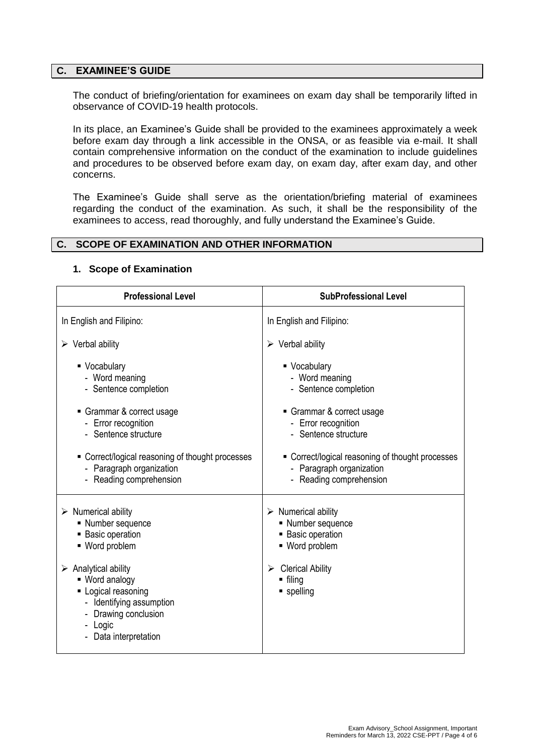## C. EXAMINEE'S GUIDE

The conduct of briefing/orientation for examinees on exam day shall be temporarily lifted in observance of COVID-19 health protocols.

In its place, an Examinee's Guide shall be provided to the examinees approximately a week before exam day through a link accessible in the ONSA, or as feasible via e-mail. It shall contain comprehensive information on the conduct of the examination to include guidelines and procedures to be observed before exam day, on exam day, after exam day, and other concerns.

The Examinee's Guide shall serve as the orientation/briefing material of examinees regarding the conduct of the examination. As such, it shall be the responsibility of the examinees to access, read thoroughly, and fully understand the Examinee's Guide.

## C. SCOPE OF EXAMINATION AND OTHER INFORMATION

### 1. Scope of Examination

| Professional Level | SubProfessional Level |
|---|---|
| In English and Filipino:<br><br>➢ Verbal ability<br><br>▪ Vocabulary<br>- Word meaning<br>- Sentence completion<br><br>▪ Grammar & correct usage<br>- Error recognition<br>- Sentence structure<br><br>▪ Correct/logical reasoning of thought processes<br>- Paragraph organization<br>- Reading comprehension | In English and Filipino:<br><br>➢ Verbal ability<br><br>▪ Vocabulary<br>- Word meaning<br>- Sentence completion<br><br>▪ Grammar & correct usage<br>- Error recognition<br>- Sentence structure<br><br>▪ Correct/logical reasoning of thought processes<br>- Paragraph organization<br>- Reading comprehension |
| ➢ Numerical ability<br>▪ Number sequence<br>▪ Basic operation<br>▪ Word problem<br><br>➢ Analytical ability<br>▪ Word analogy<br>▪ Logical reasoning<br>- Identifying assumption<br>- Drawing conclusion<br>- Logic<br>- Data interpretation | ➢ Numerical ability<br>▪ Number sequence<br>▪ Basic operation<br>▪ Word problem<br><br>➢ Clerical Ability<br>▪ filing<br>▪ spelling |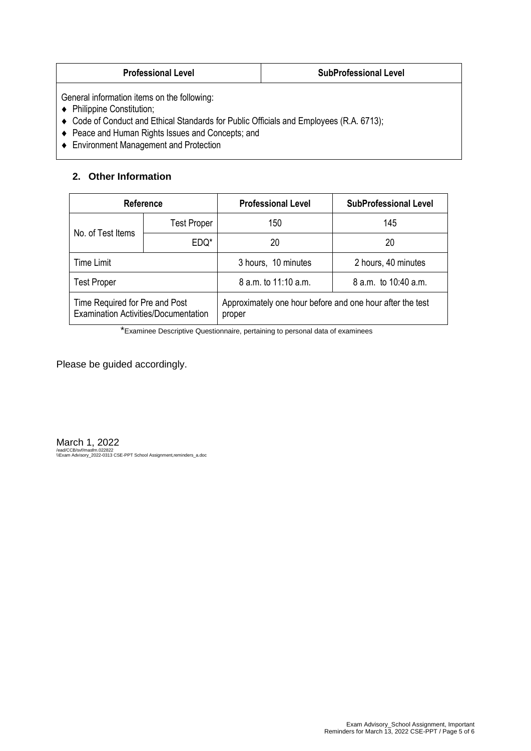| Professional Level | SubProfessional Level |
|---|---|
| General information items on the following:<br>♦ Philippine Constitution;<br>♦ Code of Conduct and Ethical Standards for Public Officials and Employees (R.A. 6713);<br>♦ Peace and Human Rights Issues and Concepts; and<br>♦ Environment Management and Protection | |

## 2. Other Information

| Reference | | Professional Level | SubProfessional Level |
|---|---|---|---|
| No. of Test Items | Test Proper | 150 | 145 |
| | EDQ* | 20 | 20 |
| Time Limit | | 3 hours, 10 minutes | 2 hours, 40 minutes |
| Test Proper | | 8 a.m. to 11:10 a.m. | 8 a.m. to 10:40 a.m. |
| Time Required for Pre and Post Examination Activities/Documentation | | Approximately one hour before and one hour after the test proper | |

*Examinee Descriptive Questionnaire, pertaining to personal data of examinees

Please be guided accordingly.

March 1, 2022

/ead/CCB/svf/masfm.022822
\\Exam Advisory_2022-0313 CSE-PPT School Assignment,reminders_a.doc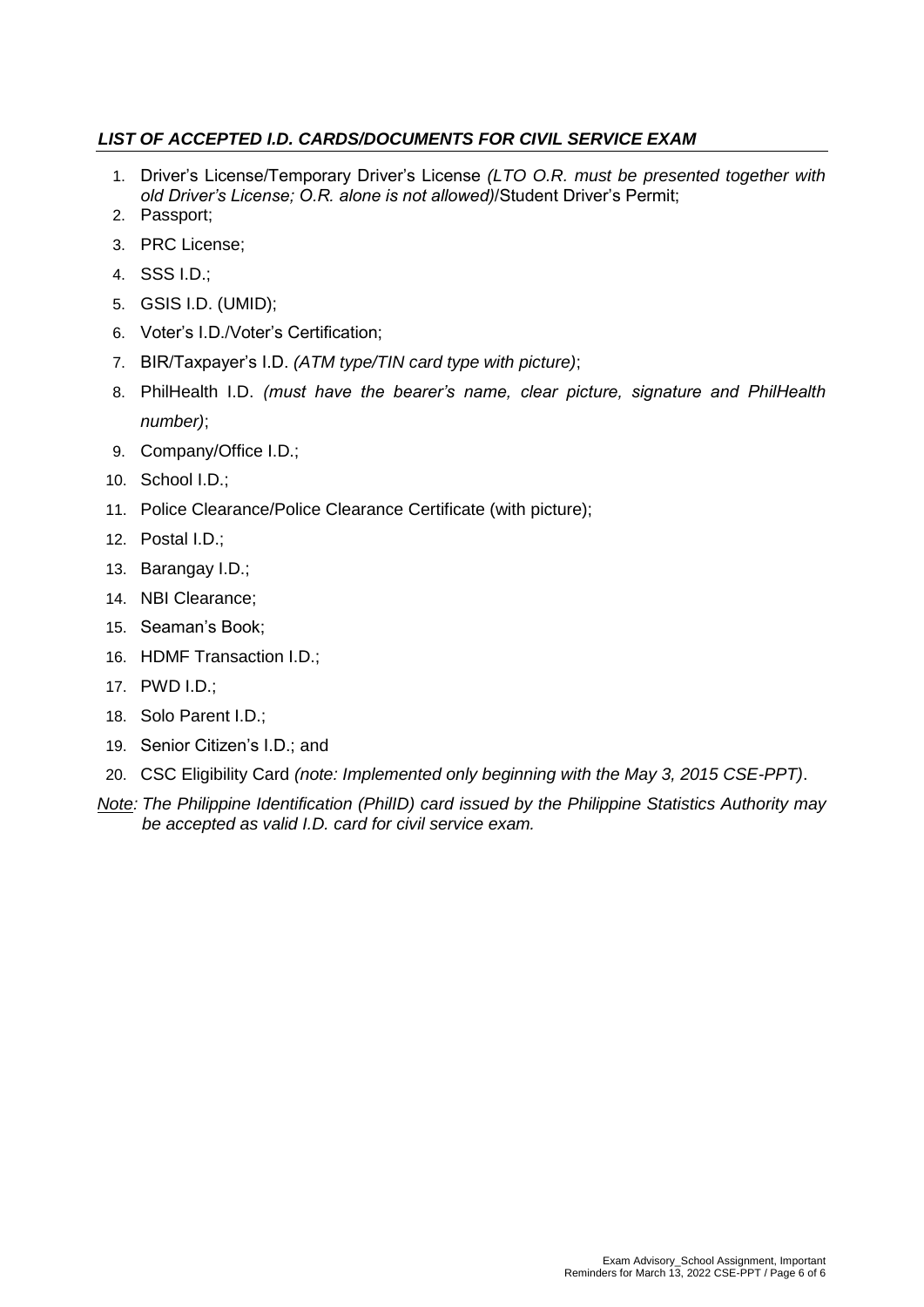***LIST OF ACCEPTED I.D. CARDS/DOCUMENTS FOR CIVIL SERVICE EXAM***

1. Driver's License/Temporary Driver's License *(LTO O.R. must be presented together with old Driver's License; O.R. alone is not allowed)*/Student Driver's Permit;
2. Passport;
3. PRC License;
4. SSS I.D.;
5. GSIS I.D. (UMID);
6. Voter's I.D./Voter's Certification;
7. BIR/Taxpayer's I.D. *(ATM type/TIN card type with picture)*;
8. PhilHealth I.D. *(must have the bearer's name, clear picture, signature and PhilHealth number)*;
9. Company/Office I.D.;
10. School I.D.;
11. Police Clearance/Police Clearance Certificate (with picture);
12. Postal I.D.;
13. Barangay I.D.;
14. NBI Clearance;
15. Seaman's Book;
16. HDMF Transaction I.D.;
17. PWD I.D.;
18. Solo Parent I.D.;
19. Senior Citizen's I.D.; and
20. CSC Eligibility Card *(note: Implemented only beginning with the May 3, 2015 CSE-PPT)*.

*Note: The Philippine Identification (PhilID) card issued by the Philippine Statistics Authority may be accepted as valid I.D. card for civil service exam.*